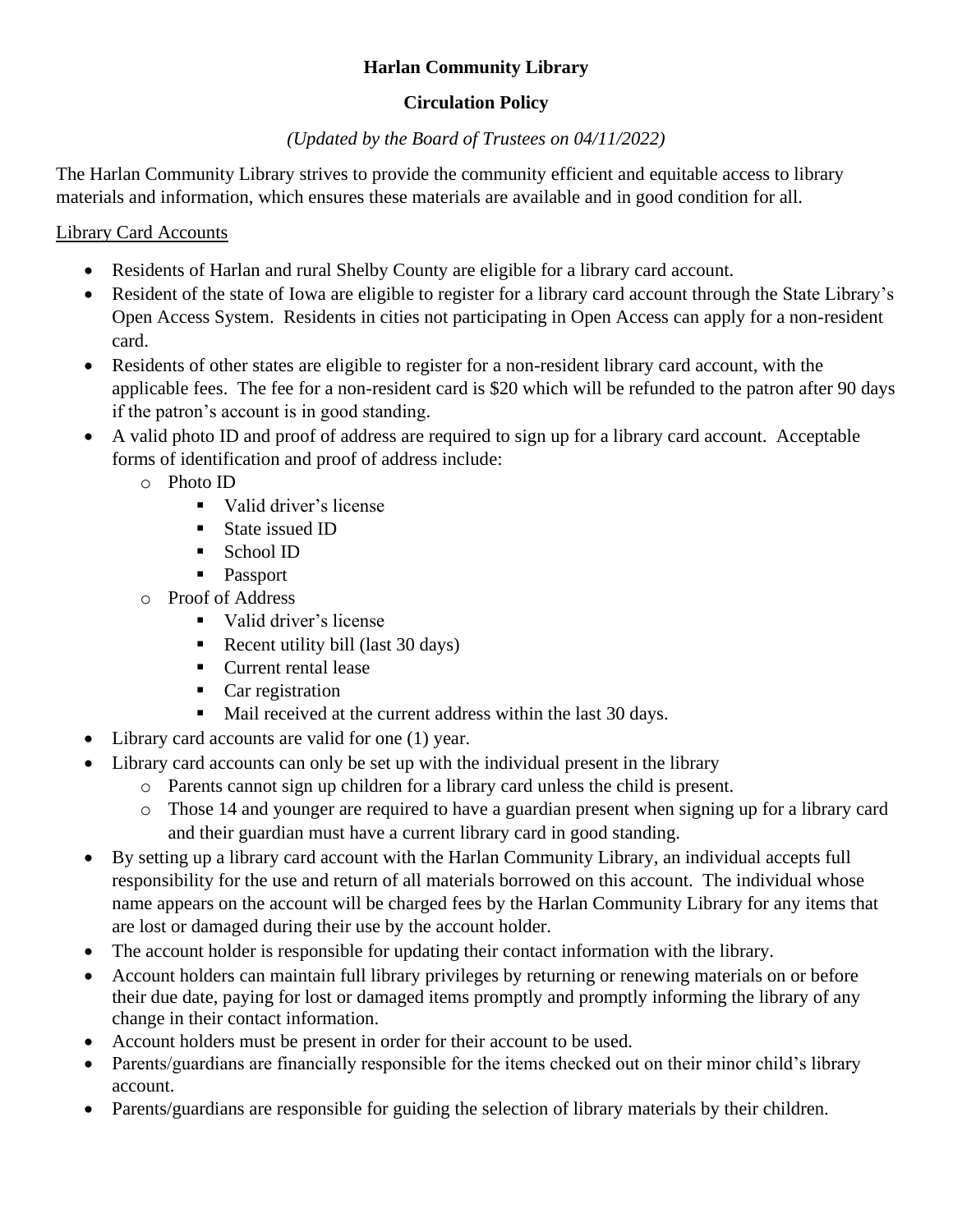# Harlan Community Library

## Circulation Policy

*(Updated by the Board of Trustees on 04/11/2022)*

The Harlan Community Library strives to provide the community efficient and equitable access to library materials and information, which ensures these materials are available and in good condition for all.

### Library Card Accounts

- Residents of Harlan and rural Shelby County are eligible for a library card account.
- Resident of the state of Iowa are eligible to register for a library card account through the State Library's Open Access System. Residents in cities not participating in Open Access can apply for a non-resident card.
- Residents of other states are eligible to register for a non-resident library card account, with the applicable fees. The fee for a non-resident card is $20 which will be refunded to the patron after 90 days if the patron's account is in good standing.
- A valid photo ID and proof of address are required to sign up for a library card account. Acceptable forms of identification and proof of address include:
  - Photo ID
    - Valid driver's license
    - State issued ID
    - School ID
    - Passport
  - Proof of Address
    - Valid driver's license
    - Recent utility bill (last 30 days)
    - Current rental lease
    - Car registration
    - Mail received at the current address within the last 30 days.
- Library card accounts are valid for one (1) year.
- Library card accounts can only be set up with the individual present in the library
  - Parents cannot sign up children for a library card unless the child is present.
  - Those 14 and younger are required to have a guardian present when signing up for a library card and their guardian must have a current library card in good standing.
- By setting up a library card account with the Harlan Community Library, an individual accepts full responsibility for the use and return of all materials borrowed on this account. The individual whose name appears on the account will be charged fees by the Harlan Community Library for any items that are lost or damaged during their use by the account holder.
- The account holder is responsible for updating their contact information with the library.
- Account holders can maintain full library privileges by returning or renewing materials on or before their due date, paying for lost or damaged items promptly and promptly informing the library of any change in their contact information.
- Account holders must be present in order for their account to be used.
- Parents/guardians are financially responsible for the items checked out on their minor child's library account.
- Parents/guardians are responsible for guiding the selection of library materials by their children.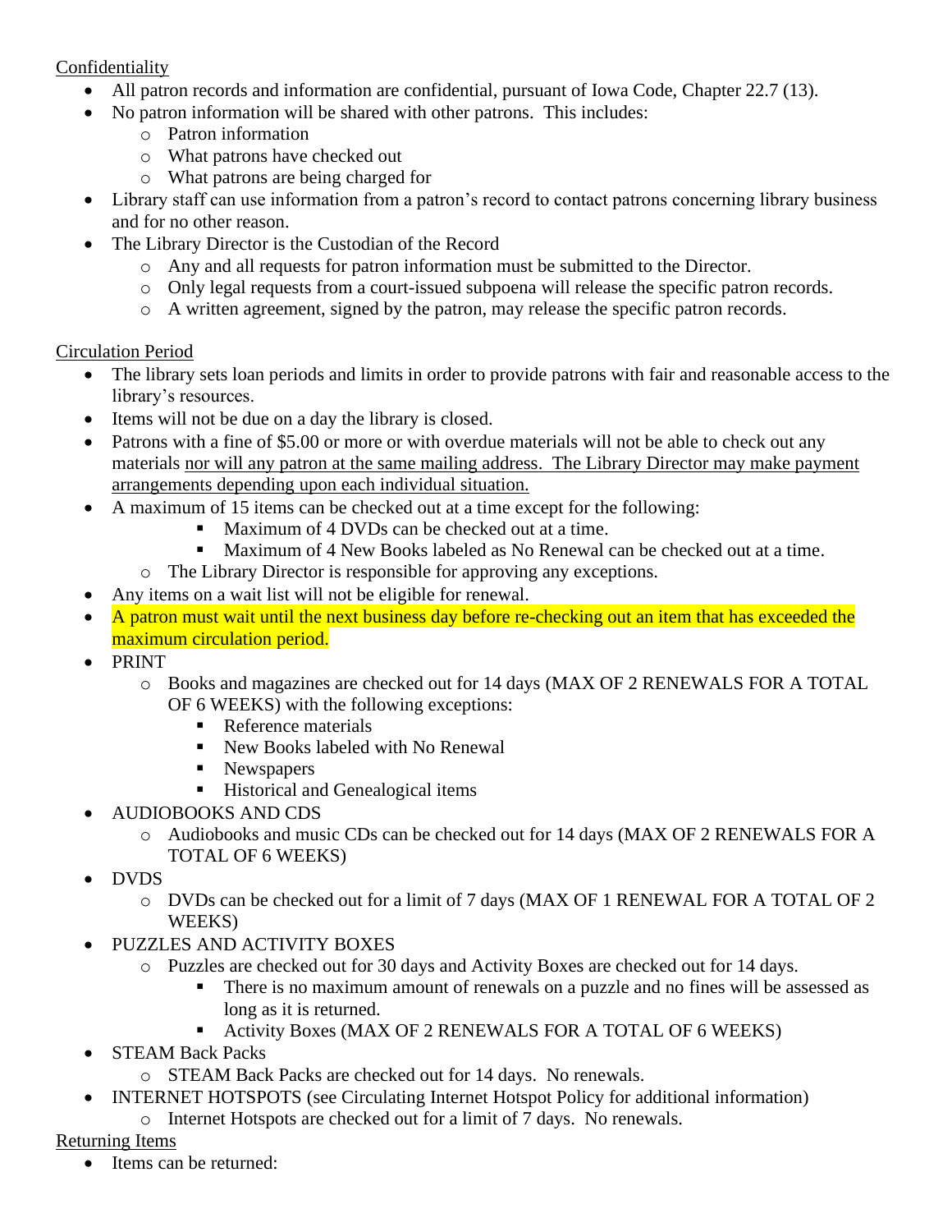Confidentiality

- All patron records and information are confidential, pursuant of Iowa Code, Chapter 22.7 (13).
- No patron information will be shared with other patrons. This includes:
  - Patron information
  - What patrons have checked out
  - What patrons are being charged for
- Library staff can use information from a patron's record to contact patrons concerning library business and for no other reason.
- The Library Director is the Custodian of the Record
  - Any and all requests for patron information must be submitted to the Director.
  - Only legal requests from a court-issued subpoena will release the specific patron records.
  - A written agreement, signed by the patron, may release the specific patron records.

Circulation Period

- The library sets loan periods and limits in order to provide patrons with fair and reasonable access to the library's resources.
- Items will not be due on a day the library is closed.
- Patrons with a fine of $5.00 or more or with overdue materials will not be able to check out any materials nor will any patron at the same mailing address. The Library Director may make payment arrangements depending upon each individual situation.
- A maximum of 15 items can be checked out at a time except for the following:
  - Maximum of 4 DVDs can be checked out at a time.
  - Maximum of 4 New Books labeled as No Renewal can be checked out at a time.
  - The Library Director is responsible for approving any exceptions.
- Any items on a wait list will not be eligible for renewal.
- A patron must wait until the next business day before re-checking out an item that has exceeded the maximum circulation period.
- PRINT
  - Books and magazines are checked out for 14 days (MAX OF 2 RENEWALS FOR A TOTAL OF 6 WEEKS) with the following exceptions:
    - Reference materials
    - New Books labeled with No Renewal
    - Newspapers
    - Historical and Genealogical items
- AUDIOBOOKS AND CDS
  - Audiobooks and music CDs can be checked out for 14 days (MAX OF 2 RENEWALS FOR A TOTAL OF 6 WEEKS)
- DVDS
  - DVDs can be checked out for a limit of 7 days (MAX OF 1 RENEWAL FOR A TOTAL OF 2 WEEKS)
- PUZZLES AND ACTIVITY BOXES
  - Puzzles are checked out for 30 days and Activity Boxes are checked out for 14 days.
    - There is no maximum amount of renewals on a puzzle and no fines will be assessed as long as it is returned.
    - Activity Boxes (MAX OF 2 RENEWALS FOR A TOTAL OF 6 WEEKS)
- STEAM Back Packs
  - STEAM Back Packs are checked out for 14 days. No renewals.
- INTERNET HOTSPOTS (see Circulating Internet Hotspot Policy for additional information)
  - Internet Hotspots are checked out for a limit of 7 days. No renewals.

Returning Items

- Items can be returned: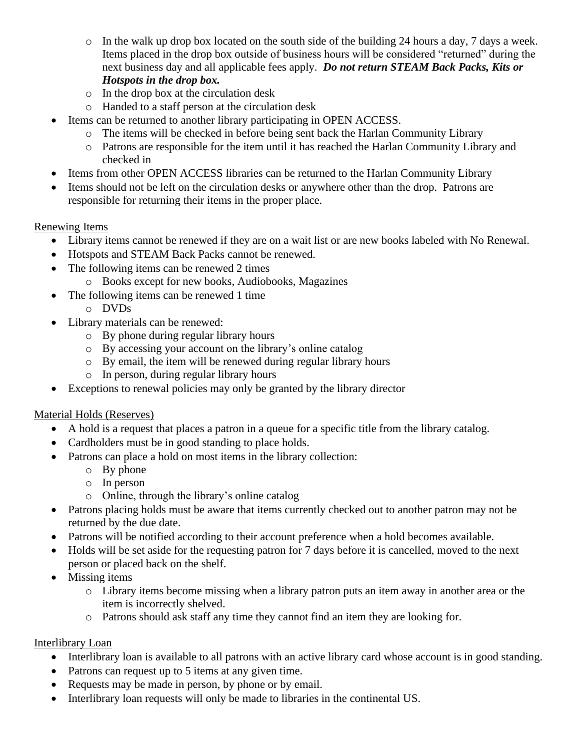- In the walk up drop box located on the south side of the building 24 hours a day, 7 days a week. Items placed in the drop box outside of business hours will be considered "returned" during the next business day and all applicable fees apply. ***Do not return STEAM Back Packs, Kits or Hotspots in the drop box.***
  - In the drop box at the circulation desk
  - Handed to a staff person at the circulation desk
- Items can be returned to another library participating in OPEN ACCESS.
  - The items will be checked in before being sent back the Harlan Community Library
  - Patrons are responsible for the item until it has reached the Harlan Community Library and checked in
- Items from other OPEN ACCESS libraries can be returned to the Harlan Community Library
- Items should not be left on the circulation desks or anywhere other than the drop. Patrons are responsible for returning their items in the proper place.

<u>Renewing Items</u>

- Library items cannot be renewed if they are on a wait list or are new books labeled with No Renewal.
- Hotspots and STEAM Back Packs cannot be renewed.
- The following items can be renewed 2 times
  - Books except for new books, Audiobooks, Magazines
- The following items can be renewed 1 time
  - DVDs
- Library materials can be renewed:
  - By phone during regular library hours
  - By accessing your account on the library's online catalog
  - By email, the item will be renewed during regular library hours
  - In person, during regular library hours
- Exceptions to renewal policies may only be granted by the library director

<u>Material Holds (Reserves)</u>

- A hold is a request that places a patron in a queue for a specific title from the library catalog.
- Cardholders must be in good standing to place holds.
- Patrons can place a hold on most items in the library collection:
  - By phone
  - In person
  - Online, through the library's online catalog
- Patrons placing holds must be aware that items currently checked out to another patron may not be returned by the due date.
- Patrons will be notified according to their account preference when a hold becomes available.
- Holds will be set aside for the requesting patron for 7 days before it is cancelled, moved to the next person or placed back on the shelf.
- Missing items
  - Library items become missing when a library patron puts an item away in another area or the item is incorrectly shelved.
  - Patrons should ask staff any time they cannot find an item they are looking for.

<u>Interlibrary Loan</u>

- Interlibrary loan is available to all patrons with an active library card whose account is in good standing.
- Patrons can request up to 5 items at any given time.
- Requests may be made in person, by phone or by email.
- Interlibrary loan requests will only be made to libraries in the continental US.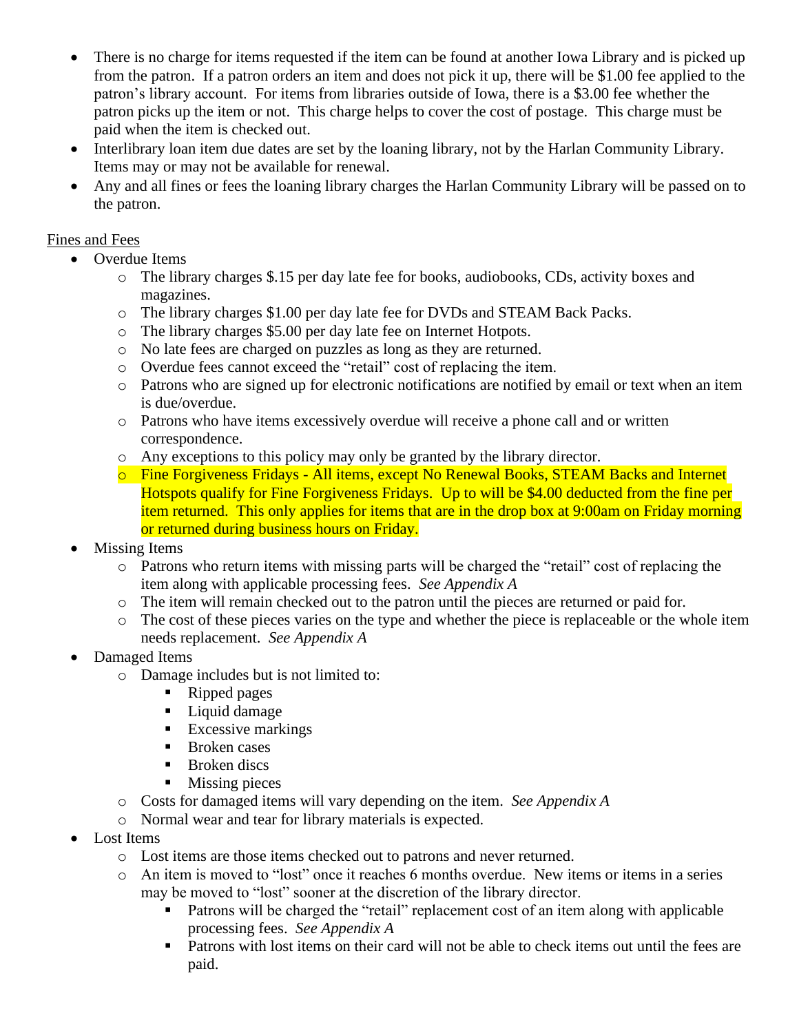- There is no charge for items requested if the item can be found at another Iowa Library and is picked up from the patron. If a patron orders an item and does not pick it up, there will be $1.00 fee applied to the patron's library account. For items from libraries outside of Iowa, there is a $3.00 fee whether the patron picks up the item or not. This charge helps to cover the cost of postage. This charge must be paid when the item is checked out.
- Interlibrary loan item due dates are set by the loaning library, not by the Harlan Community Library. Items may or may not be available for renewal.
- Any and all fines or fees the loaning library charges the Harlan Community Library will be passed on to the patron.

Fines and Fees

- Overdue Items
  - The library charges $.15 per day late fee for books, audiobooks, CDs, activity boxes and magazines.
  - The library charges $1.00 per day late fee for DVDs and STEAM Back Packs.
  - The library charges $5.00 per day late fee on Internet Hotpots.
  - No late fees are charged on puzzles as long as they are returned.
  - Overdue fees cannot exceed the "retail" cost of replacing the item.
  - Patrons who are signed up for electronic notifications are notified by email or text when an item is due/overdue.
  - Patrons who have items excessively overdue will receive a phone call and or written correspondence.
  - Any exceptions to this policy may only be granted by the library director.
  - Fine Forgiveness Fridays - All items, except No Renewal Books, STEAM Backs and Internet Hotspots qualify for Fine Forgiveness Fridays. Up to will be $4.00 deducted from the fine per item returned. This only applies for items that are in the drop box at 9:00am on Friday morning or returned during business hours on Friday.
- Missing Items
  - Patrons who return items with missing parts will be charged the "retail" cost of replacing the item along with applicable processing fees. *See Appendix A*
  - The item will remain checked out to the patron until the pieces are returned or paid for.
  - The cost of these pieces varies on the type and whether the piece is replaceable or the whole item needs replacement. *See Appendix A*
- Damaged Items
  - Damage includes but is not limited to:
    - Ripped pages
    - Liquid damage
    - Excessive markings
    - Broken cases
    - Broken discs
    - Missing pieces
  - Costs for damaged items will vary depending on the item. *See Appendix A*
  - Normal wear and tear for library materials is expected.
- Lost Items
  - Lost items are those items checked out to patrons and never returned.
  - An item is moved to "lost" once it reaches 6 months overdue. New items or items in a series may be moved to "lost" sooner at the discretion of the library director.
    - Patrons will be charged the "retail" replacement cost of an item along with applicable processing fees. *See Appendix A*
    - Patrons with lost items on their card will not be able to check items out until the fees are paid.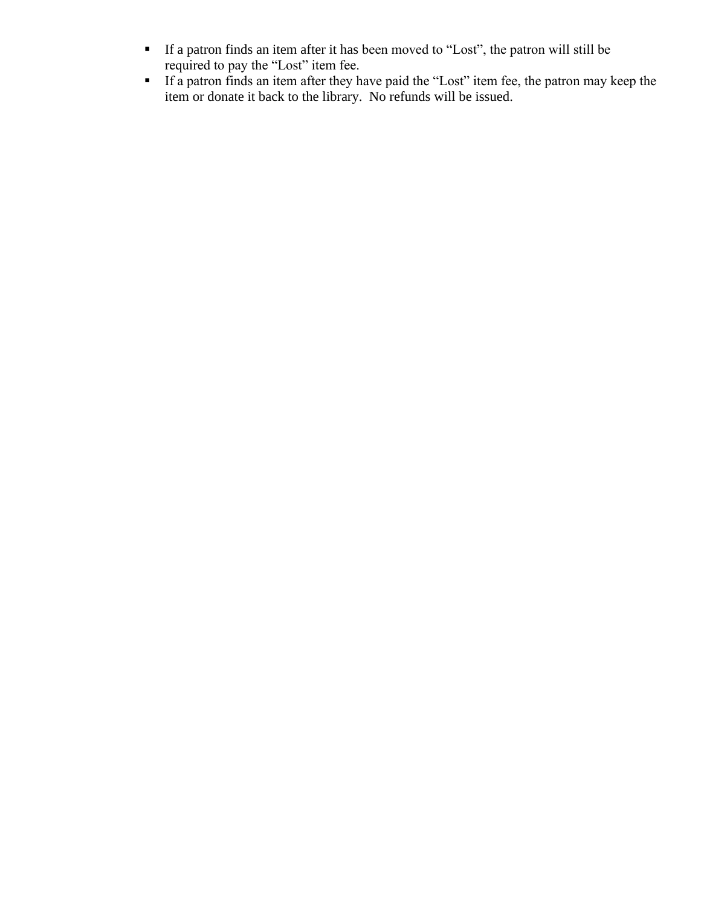- If a patron finds an item after it has been moved to “Lost”, the patron will still be required to pay the “Lost” item fee.
- If a patron finds an item after they have paid the “Lost” item fee, the patron may keep the item or donate it back to the library.  No refunds will be issued.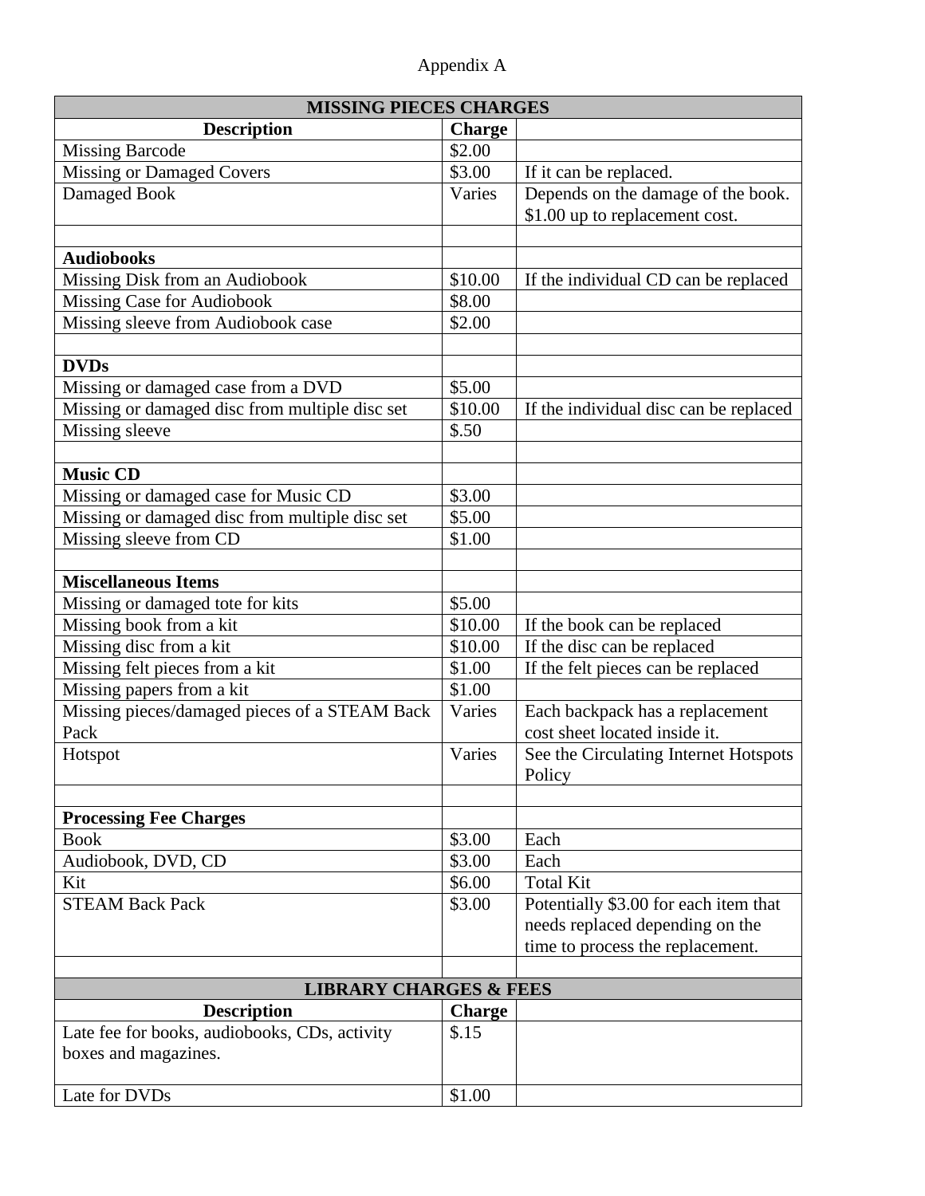Appendix A

| MISSING PIECES CHARGES | | |
|---|---|---|
| **Description** | **Charge** | |
| Missing Barcode | $2.00 | |
| Missing or Damaged Covers | $3.00 | If it can be replaced. |
| Damaged Book | Varies | Depends on the damage of the book. $1.00 up to replacement cost. |
| | | |
| **Audiobooks** | | |
| Missing Disk from an Audiobook | $10.00 | If the individual CD can be replaced |
| Missing Case for Audiobook | $8.00 | |
| Missing sleeve from Audiobook case | $2.00 | |
| | | |
| **DVDs** | | |
| Missing or damaged case from a DVD | $5.00 | |
| Missing or damaged disc from multiple disc set | $10.00 | If the individual disc can be replaced |
| Missing sleeve | $.50 | |
| | | |
| **Music CD** | | |
| Missing or damaged case for Music CD | $3.00 | |
| Missing or damaged disc from multiple disc set | $5.00 | |
| Missing sleeve from CD | $1.00 | |
| | | |
| **Miscellaneous Items** | | |
| Missing or damaged tote for kits | $5.00 | |
| Missing book from a kit | $10.00 | If the book can be replaced |
| Missing disc from a kit | $10.00 | If the disc can be replaced |
| Missing felt pieces from a kit | $1.00 | If the felt pieces can be replaced |
| Missing papers from a kit | $1.00 | |
| Missing pieces/damaged pieces of a STEAM Back Pack | Varies | Each backpack has a replacement cost sheet located inside it. |
| Hotspot | Varies | See the Circulating Internet Hotspots Policy |
| | | |
| **Processing Fee Charges** | | |
| Book | $3.00 | Each |
| Audiobook, DVD, CD | $3.00 | Each |
| Kit | $6.00 | Total Kit |
| STEAM Back Pack | $3.00 | Potentially $3.00 for each item that needs replaced depending on the time to process the replacement. |
| | | |
| **LIBRARY CHARGES & FEES** | | |
| **Description** | **Charge** | |
| Late fee for books, audiobooks, CDs, activity boxes and magazines. | $.15 | |
| Late for DVDs | $1.00 | |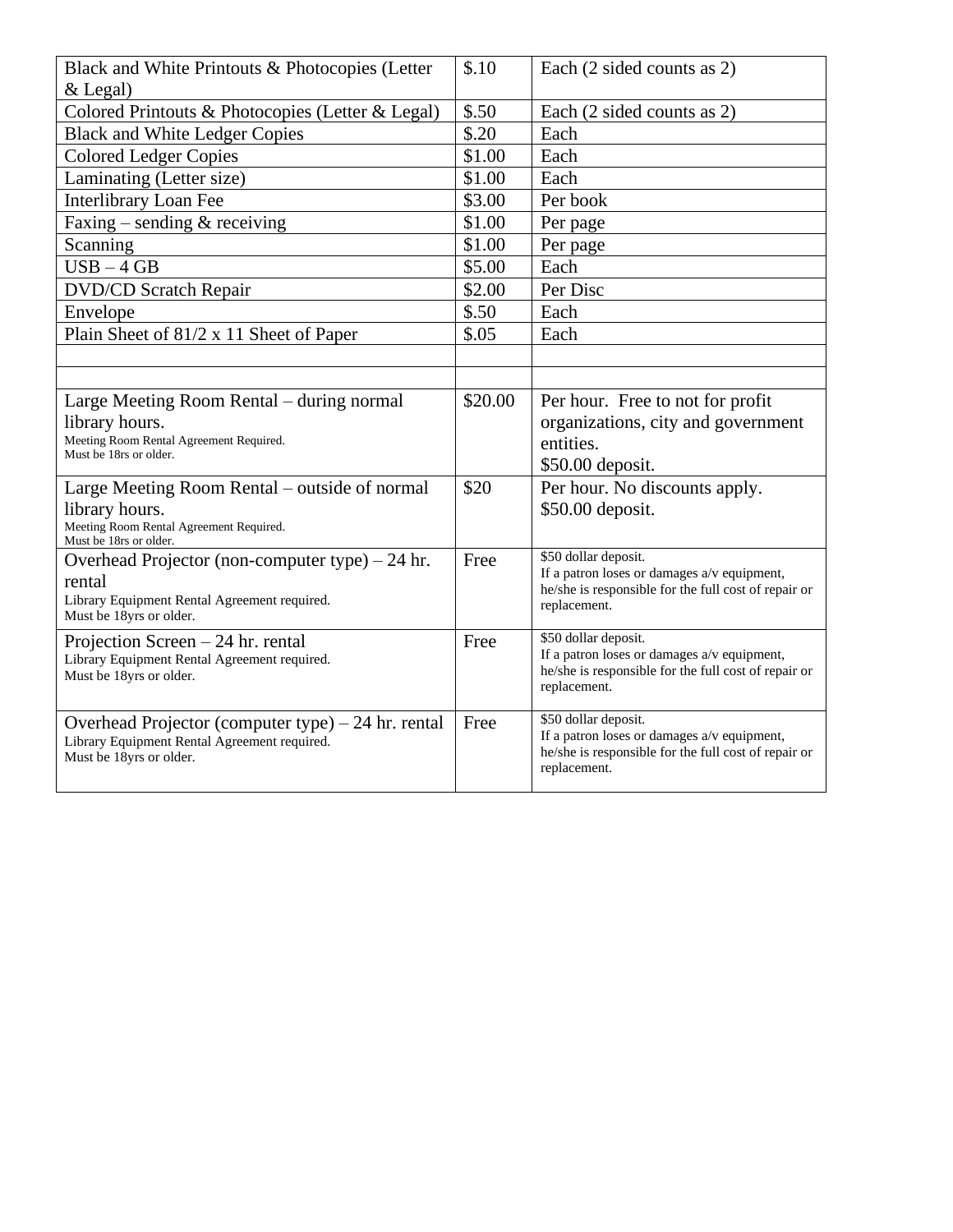| | | |
|---|---|---|
| Black and White Printouts & Photocopies (Letter & Legal) | $.10 | Each (2 sided counts as 2) |
| Colored Printouts & Photocopies (Letter & Legal) | $.50 | Each (2 sided counts as 2) |
| Black and White Ledger Copies | $.20 | Each |
| Colored Ledger Copies | $1.00 | Each |
| Laminating (Letter size) | $1.00 | Each |
| Interlibrary Loan Fee | $3.00 | Per book |
| Faxing – sending & receiving | $1.00 | Per page |
| Scanning | $1.00 | Per page |
| USB – 4 GB | $5.00 | Each |
| DVD/CD Scratch Repair | $2.00 | Per Disc |
| Envelope | $.50 | Each |
| Plain Sheet of 81/2 x 11 Sheet of Paper | $.05 | Each |
| | | |
| | | |
| Large Meeting Room Rental – during normal library hours.<br>Meeting Room Rental Agreement Required.<br>Must be 18rs or older. | $20.00 | Per hour. Free to not for profit organizations, city and government entities.<br>$50.00 deposit. |
| Large Meeting Room Rental – outside of normal library hours.<br>Meeting Room Rental Agreement Required.<br>Must be 18rs or older. | $20 | Per hour. No discounts apply.<br>$50.00 deposit. |
| Overhead Projector (non-computer type) – 24 hr. rental<br>Library Equipment Rental Agreement required.<br>Must be 18yrs or older. | Free | $50 dollar deposit.<br>If a patron loses or damages a/v equipment, he/she is responsible for the full cost of repair or replacement. |
| Projection Screen – 24 hr. rental<br>Library Equipment Rental Agreement required.<br>Must be 18yrs or older. | Free | $50 dollar deposit.<br>If a patron loses or damages a/v equipment, he/she is responsible for the full cost of repair or replacement. |
| Overhead Projector (computer type) – 24 hr. rental<br>Library Equipment Rental Agreement required.<br>Must be 18yrs or older. | Free | $50 dollar deposit.<br>If a patron loses or damages a/v equipment, he/she is responsible for the full cost of repair or replacement. |